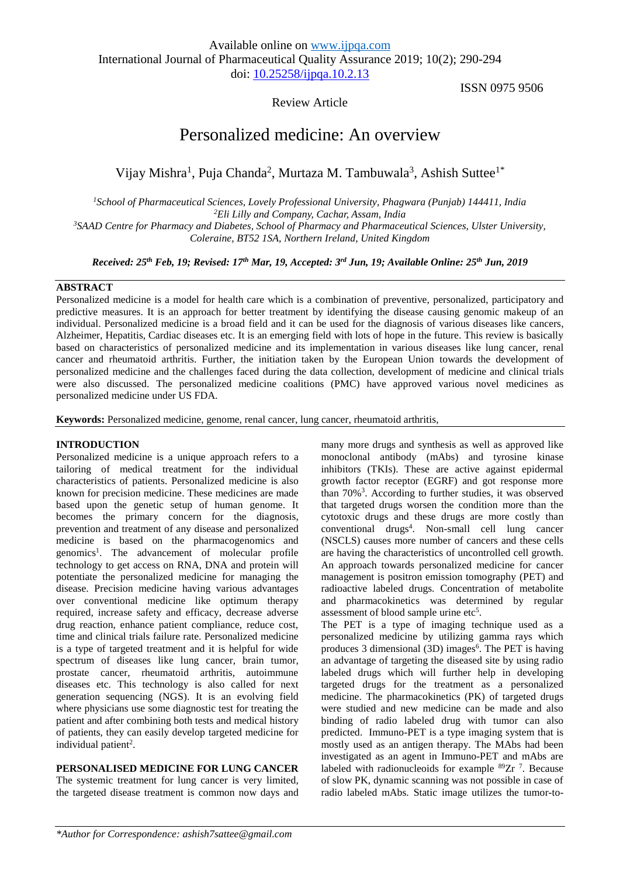Available online on www.ijpqa.com
International Journal of Pharmaceutical Quality Assurance 2019; 10(2); 290-294
doi: 10.25258/ijpqa.10.2.13

ISSN 0975 9506

Review Article

# Personalized medicine: An overview

Vijay Mishra[1], Puja Chanda[2], Murtaza M. Tambuwala[3], Ashish Suttee[1*]

*[1]School of Pharmaceutical Sciences, Lovely Professional University, Phagwara (Punjab) 144411, India*
*[2]Eli Lilly and Company, Cachar, Assam, India*
*[3]SAAD Centre for Pharmacy and Diabetes, School of Pharmacy and Pharmaceutical Sciences, Ulster University, Coleraine, BT52 1SA, Northern Ireland, United Kingdom*

***Received: 25th Feb, 19; Revised: 17th Mar, 19, Accepted: 3rd Jun, 19; Available Online: 25th Jun, 2019***

## ABSTRACT

Personalized medicine is a model for health care which is a combination of preventive, personalized, participatory and predictive measures. It is an approach for better treatment by identifying the disease causing genomic makeup of an individual. Personalized medicine is a broad field and it can be used for the diagnosis of various diseases like cancers, Alzheimer, Hepatitis, Cardiac diseases etc. It is an emerging field with lots of hope in the future. This review is basically based on characteristics of personalized medicine and its implementation in various diseases like lung cancer, renal cancer and rheumatoid arthritis. Further, the initiation taken by the European Union towards the development of personalized medicine and the challenges faced during the data collection, development of medicine and clinical trials were also discussed. The personalized medicine coalitions (PMC) have approved various novel medicines as personalized medicine under US FDA.

**Keywords:** Personalized medicine, genome, renal cancer, lung cancer, rheumatoid arthritis,

## INTRODUCTION

Personalized medicine is a unique approach refers to a tailoring of medical treatment for the individual characteristics of patients. Personalized medicine is also known for precision medicine. These medicines are made based upon the genetic setup of human genome. It becomes the primary concern for the diagnosis, prevention and treatment of any disease and personalized medicine is based on the pharmacogenomics and genomics[1]. The advancement of molecular profile technology to get access on RNA, DNA and protein will potentiate the personalized medicine for managing the disease. Precision medicine having various advantages over conventional medicine like optimum therapy required, increase safety and efficacy, decrease adverse drug reaction, enhance patient compliance, reduce cost, time and clinical trials failure rate. Personalized medicine is a type of targeted treatment and it is helpful for wide spectrum of diseases like lung cancer, brain tumor, prostate cancer, rheumatoid arthritis, autoimmune diseases etc. This technology is also called for next generation sequencing (NGS). It is an evolving field where physicians use some diagnostic test for treating the patient and after combining both tests and medical history of patients, they can easily develop targeted medicine for individual patient[2].

## PERSONALISED MEDICINE FOR LUNG CANCER

The systemic treatment for lung cancer is very limited, the targeted disease treatment is common now days and many more drugs and synthesis as well as approved like monoclonal antibody (mAbs) and tyrosine kinase inhibitors (TKIs). These are active against epidermal growth factor receptor (EGRF) and got response more than 70%[3]. According to further studies, it was observed that targeted drugs worsen the condition more than the cytotoxic drugs and these drugs are more costly than conventional drugs[4]. Non-small cell lung cancer (NSCLS) causes more number of cancers and these cells are having the characteristics of uncontrolled cell growth. An approach towards personalized medicine for cancer management is positron emission tomography (PET) and radioactive labeled drugs. Concentration of metabolite and pharmacokinetics was determined by regular assessment of blood sample urine etc[5].

The PET is a type of imaging technique used as a personalized medicine by utilizing gamma rays which produces 3 dimensional (3D) images[6]. The PET is having an advantage of targeting the diseased site by using radio labeled drugs which will further help in developing targeted drugs for the treatment as a personalized medicine. The pharmacokinetics (PK) of targeted drugs were studied and new medicine can be made and also binding of radio labeled drug with tumor can also predicted. Immuno-PET is a type imaging system that is mostly used as an antigen therapy. The MAbs had been investigated as an agent in Immuno-PET and mAbs are labeled with radionucleoids for example $^{89}Zr$ [7]. Because of slow PK, dynamic scanning was not possible in case of radio labeled mAbs. Static image utilizes the tumor-to-

*\*Author for Correspondence: ashish7sattee@gmail.com*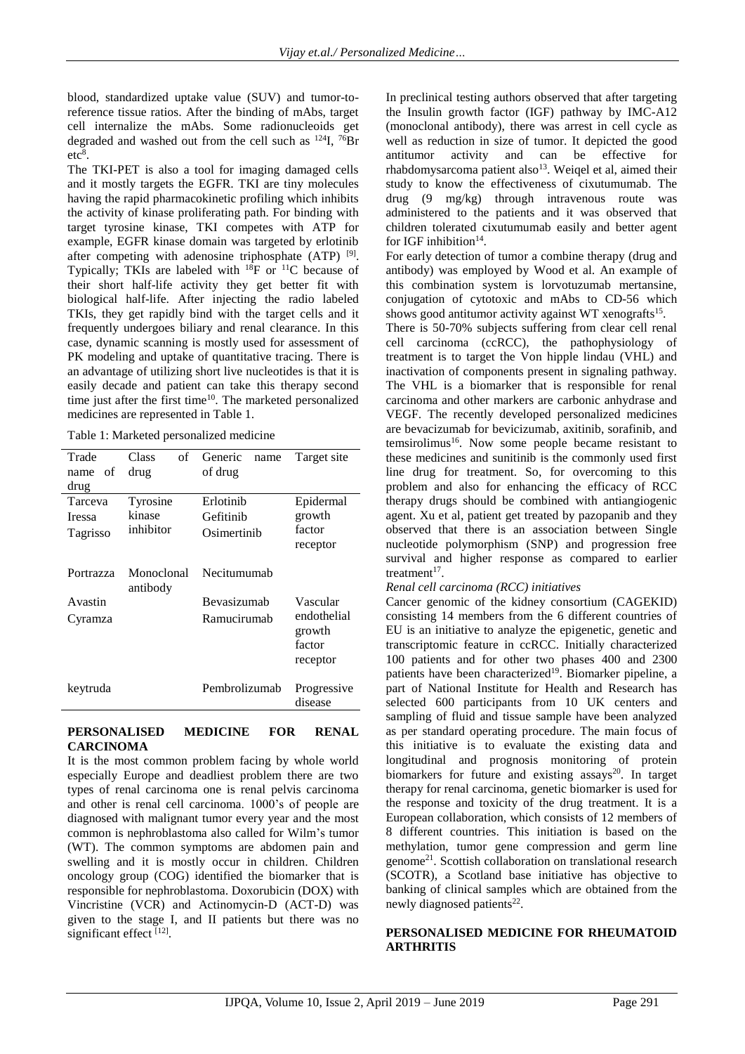blood, standardized uptake value (SUV) and tumor-to-reference tissue ratios. After the binding of mAbs, target cell internalize the mAbs. Some radionucleoids get degraded and washed out from the cell such as $^{124}$I, $^{76}$Br etc[8].

The TKI-PET is also a tool for imaging damaged cells and it mostly targets the EGFR. TKI are tiny molecules having the rapid pharmacokinetic profiling which inhibits the activity of kinase proliferating path. For binding with target tyrosine kinase, TKI competes with ATP for example, EGFR kinase domain was targeted by erlotinib after competing with adenosine triphosphate (ATP) [9]. Typically; TKIs are labeled with $^{18}$F or $^{11}$C because of their short half-life activity they get better fit with biological half-life. After injecting the radio labeled TKIs, they get rapidly bind with the target cells and it frequently undergoes biliary and renal clearance. In this case, dynamic scanning is mostly used for assessment of PK modeling and uptake of quantitative tracing. There is an advantage of utilizing short live nucleotides is that it is easily decade and patient can take this therapy second time just after the first time[10]. The marketed personalized medicines are represented in Table 1.

Table 1: Marketed personalized medicine

| Trade name of drug | Class of drug | Generic name of drug | Target site |
|---|---|---|---|
| Tarceva<br>Iressa<br>Tagrisso | Tyrosine kinase inhibitor | Erlotinib<br>Gefitinib<br>Osimertinib | Epidermal growth factor receptor |
| Portrazza | Monoclonal antibody | Necitumumab | |
| Avastin<br>Cyramza | | Bevasizumab<br>Ramucirumab | Vascular endothelial growth factor receptor |
| keytruda | | Pembrolizumab | Progressive disease |

## PERSONALISED MEDICINE FOR RENAL CARCINOMA

It is the most common problem facing by whole world especially Europe and deadliest problem there are two types of renal carcinoma one is renal pelvis carcinoma and other is renal cell carcinoma. 1000's of people are diagnosed with malignant tumor every year and the most common is nephroblastoma also called for Wilm's tumor (WT). The common symptoms are abdomen pain and swelling and it is mostly occur in children. Children oncology group (COG) identified the biomarker that is responsible for nephroblastoma. Doxorubicin (DOX) with Vincristine (VCR) and Actinomycin-D (ACT-D) was given to the stage I, and II patients but there was no significant effect [12].

In preclinical testing authors observed that after targeting the Insulin growth factor (IGF) pathway by IMC-A12 (monoclonal antibody), there was arrest in cell cycle as well as reduction in size of tumor. It depicted the good antitumor activity and can be effective for rhabdomysarcoma patient also[13]. Weiqel et al, aimed their study to know the effectiveness of cixutumumab. The drug (9 mg/kg) through intravenous route was administered to the patients and it was observed that children tolerated cixutumumab easily and better agent for IGF inhibition[14].

For early detection of tumor a combine therapy (drug and antibody) was employed by Wood et al. An example of this combination system is lorvotuzumab mertansine, conjugation of cytotoxic and mAbs to CD-56 which shows good antitumor activity against WT xenografts[15].

There is 50-70% subjects suffering from clear cell renal cell carcinoma (ccRCC), the pathophysiology of treatment is to target the Von hipple lindau (VHL) and inactivation of components present in signaling pathway. The VHL is a biomarker that is responsible for renal carcinoma and other markers are carbonic anhydrase and VEGF. The recently developed personalized medicines are bevacizumab for bevicizumab, axitinib, sorafinib, and temsirolimus[16]. Now some people became resistant to these medicines and sunitinib is the commonly used first line drug for treatment. So, for overcoming to this problem and also for enhancing the efficacy of RCC therapy drugs should be combined with antiangiogenic agent. Xu et al, patient get treated by pazopanib and they observed that there is an association between Single nucleotide polymorphism (SNP) and progression free survival and higher response as compared to earlier treatment[17].

*Renal cell carcinoma (RCC) initiatives*

Cancer genomic of the kidney consortium (CAGEKID) consisting 14 members from the 6 different countries of EU is an initiative to analyze the epigenetic, genetic and transcriptomic feature in ccRCC. Initially characterized 100 patients and for other two phases 400 and 2300 patients have been characterized[19]. Biomarker pipeline, a part of National Institute for Health and Research has selected 600 participants from 10 UK centers and sampling of fluid and tissue sample have been analyzed as per standard operating procedure. The main focus of this initiative is to evaluate the existing data and longitudinal and prognosis monitoring of protein biomarkers for future and existing assays[20]. In target therapy for renal carcinoma, genetic biomarker is used for the response and toxicity of the drug treatment. It is a European collaboration, which consists of 12 members of 8 different countries. This initiation is based on the methylation, tumor gene compression and germ line genome[21]. Scottish collaboration on translational research (SCOTR), a Scotland base initiative has objective to banking of clinical samples which are obtained from the newly diagnosed patients[22].

## PERSONALISED MEDICINE FOR RHEUMATOID ARTHRITIS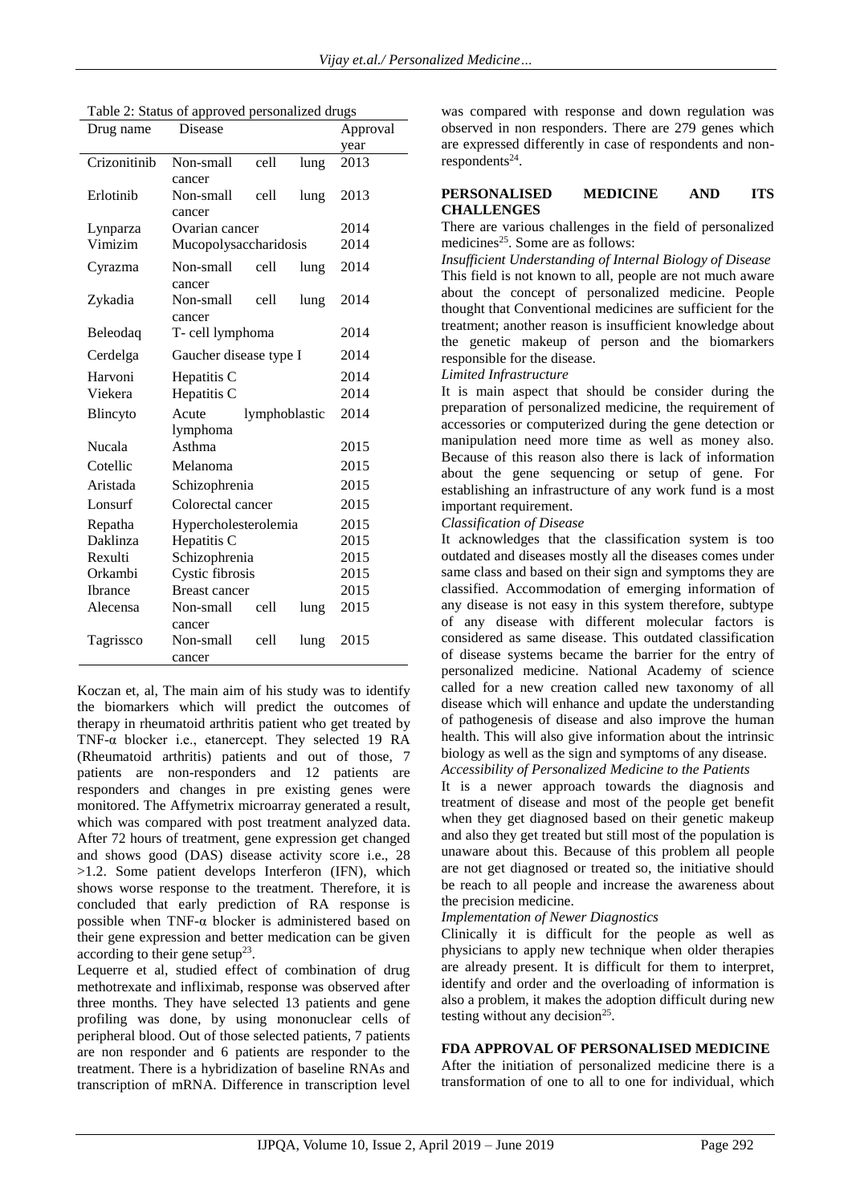Table 2: Status of approved personalized drugs

| Drug name | Disease | Approval year |
|---|---|---|
| Crizonitinib | Non-small cell lung cancer | 2013 |
| Erlotinib | Non-small cell lung cancer | 2013 |
| Lynparza | Ovarian cancer | 2014 |
| Vimizim | Mucopolysaccharidosis | 2014 |
| Cyrazma | Non-small cell lung cancer | 2014 |
| Zykadia | Non-small cell lung cancer | 2014 |
| Beleodaq | T- cell lymphoma | 2014 |
| Cerdelga | Gaucher disease type I | 2014 |
| Harvoni | Hepatitis C | 2014 |
| Viekera | Hepatitis C | 2014 |
| Blincyto | Acute lymphoblastic lymphoma | 2014 |
| Nucala | Asthma | 2015 |
| Cotellic | Melanoma | 2015 |
| Aristada | Schizophrenia | 2015 |
| Lonsurf | Colorectal cancer | 2015 |
| Repatha | Hypercholesterolemia | 2015 |
| Daklinza | Hepatitis C | 2015 |
| Rexulti | Schizophrenia | 2015 |
| Orkambi | Cystic fibrosis | 2015 |
| Ibrance | Breast cancer | 2015 |
| Alecensa | Non-small cell lung cancer | 2015 |
| Tagrissco | Non-small cell lung cancer | 2015 |

Koczan et, al, The main aim of his study was to identify the biomarkers which will predict the outcomes of therapy in rheumatoid arthritis patient who get treated by TNF-α blocker i.e., etanercept. They selected 19 RA (Rheumatoid arthritis) patients and out of those, 7 patients are non-responders and 12 patients are responders and changes in pre existing genes were monitored. The Affymetrix microarray generated a result, which was compared with post treatment analyzed data. After 72 hours of treatment, gene expression get changed and shows good (DAS) disease activity score i.e., 28 >1.2. Some patient develops Interferon (IFN), which shows worse response to the treatment. Therefore, it is concluded that early prediction of RA response is possible when TNF-α blocker is administered based on their gene expression and better medication can be given according to their gene setup[23].

Lequerre et al, studied effect of combination of drug methotrexate and infliximab, response was observed after three months. They have selected 13 patients and gene profiling was done, by using mononuclear cells of peripheral blood. Out of those selected patients, 7 patients are non responder and 6 patients are responder to the treatment. There is a hybridization of baseline RNAs and transcription of mRNA. Difference in transcription level was compared with response and down regulation was observed in non responders. There are 279 genes which are expressed differently in case of respondents and non-respondents[24].

## PERSONALISED MEDICINE AND ITS CHALLENGES

There are various challenges in the field of personalized medicines[25]. Some are as follows:

*Insufficient Understanding of Internal Biology of Disease*

This field is not known to all, people are not much aware about the concept of personalized medicine. People thought that Conventional medicines are sufficient for the treatment; another reason is insufficient knowledge about the genetic makeup of person and the biomarkers responsible for the disease.

*Limited Infrastructure*

It is main aspect that should be consider during the preparation of personalized medicine, the requirement of accessories or computerized during the gene detection or manipulation need more time as well as money also. Because of this reason also there is lack of information about the gene sequencing or setup of gene. For establishing an infrastructure of any work fund is a most important requirement.

*Classification of Disease*

It acknowledges that the classification system is too outdated and diseases mostly all the diseases comes under same class and based on their sign and symptoms they are classified. Accommodation of emerging information of any disease is not easy in this system therefore, subtype of any disease with different molecular factors is considered as same disease. This outdated classification of disease systems became the barrier for the entry of personalized medicine. National Academy of science called for a new creation called new taxonomy of all disease which will enhance and update the understanding of pathogenesis of disease and also improve the human health. This will also give information about the intrinsic biology as well as the sign and symptoms of any disease.

*Accessibility of Personalized Medicine to the Patients*

It is a newer approach towards the diagnosis and treatment of disease and most of the people get benefit when they get diagnosed based on their genetic makeup and also they get treated but still most of the population is unaware about this. Because of this problem all people are not get diagnosed or treated so, the initiative should be reach to all people and increase the awareness about the precision medicine.

*Implementation of Newer Diagnostics*

Clinically it is difficult for the people as well as physicians to apply new technique when older therapies are already present. It is difficult for them to interpret, identify and order and the overloading of information is also a problem, it makes the adoption difficult during new testing without any decision[25].

## FDA APPROVAL OF PERSONALISED MEDICINE

After the initiation of personalized medicine there is a transformation of one to all to one for individual, which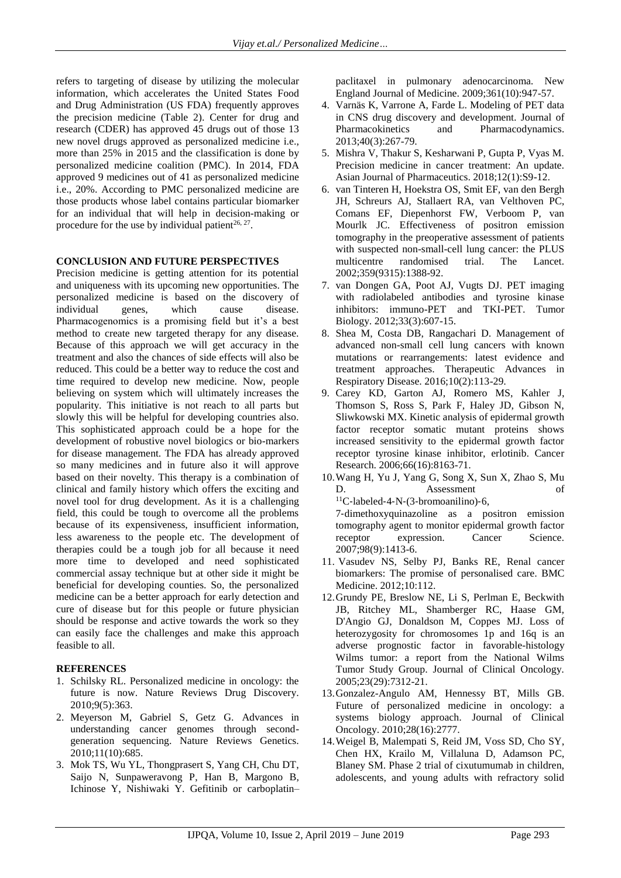refers to targeting of disease by utilizing the molecular information, which accelerates the United States Food and Drug Administration (US FDA) frequently approves the precision medicine (Table 2). Center for drug and research (CDER) has approved 45 drugs out of those 13 new novel drugs approved as personalized medicine i.e., more than 25% in 2015 and the classification is done by personalized medicine coalition (PMC). In 2014, FDA approved 9 medicines out of 41 as personalized medicine i.e., 20%. According to PMC personalized medicine are those products whose label contains particular biomarker for an individual that will help in decision-making or procedure for the use by individual patient[26, 27].

## CONCLUSION AND FUTURE PERSPECTIVES

Precision medicine is getting attention for its potential and uniqueness with its upcoming new opportunities. The personalized medicine is based on the discovery of individual genes, which cause disease. Pharmacogenomics is a promising field but it's a best method to create new targeted therapy for any disease. Because of this approach we will get accuracy in the treatment and also the chances of side effects will also be reduced. This could be a better way to reduce the cost and time required to develop new medicine. Now, people believing on system which will ultimately increases the popularity. This initiative is not reach to all parts but slowly this will be helpful for developing countries also. This sophisticated approach could be a hope for the development of robustive novel biologics or bio-markers for disease management. The FDA has already approved so many medicines and in future also it will approve based on their novelty. This therapy is a combination of clinical and family history which offers the exciting and novel tool for drug development. As it is a challenging field, this could be tough to overcome all the problems because of its expensiveness, insufficient information, less awareness to the people etc. The development of therapies could be a tough job for all because it need more time to developed and need sophisticated commercial assay technique but at other side it might be beneficial for developing counties. So, the personalized medicine can be a better approach for early detection and cure of disease but for this people or future physician should be response and active towards the work so they can easily face the challenges and make this approach feasible to all.

## REFERENCES

1. Schilsky RL. Personalized medicine in oncology: the future is now. Nature Reviews Drug Discovery. 2010;9(5):363.
2. Meyerson M, Gabriel S, Getz G. Advances in understanding cancer genomes through second-generation sequencing. Nature Reviews Genetics. 2010;11(10):685.
3. Mok TS, Wu YL, Thongprasert S, Yang CH, Chu DT, Saijo N, Sunpaweravong P, Han B, Margono B, Ichinose Y, Nishiwaki Y. Gefitinib or carboplatin–paclitaxel in pulmonary adenocarcinoma. New England Journal of Medicine. 2009;361(10):947-57.
4. Varnäs K, Varrone A, Farde L. Modeling of PET data in CNS drug discovery and development. Journal of Pharmacokinetics and Pharmacodynamics. 2013;40(3):267-79.
5. Mishra V, Thakur S, Kesharwani P, Gupta P, Vyas M. Precision medicine in cancer treatment: An update. Asian Journal of Pharmaceutics. 2018;12(1):S9-12.
6. van Tinteren H, Hoekstra OS, Smit EF, van den Bergh JH, Schreurs AJ, Stallaert RA, van Velthoven PC, Comans EF, Diepenhorst FW, Verboom P, van Mourlk JC. Effectiveness of positron emission tomography in the preoperative assessment of patients with suspected non-small-cell lung cancer: the PLUS multicentre randomised trial. The Lancet. 2002;359(9315):1388-92.
7. van Dongen GA, Poot AJ, Vugts DJ. PET imaging with radiolabeled antibodies and tyrosine kinase inhibitors: immuno-PET and TKI-PET. Tumor Biology. 2012;33(3):607-15.
8. Shea M, Costa DB, Rangachari D. Management of advanced non-small cell lung cancers with known mutations or rearrangements: latest evidence and treatment approaches. Therapeutic Advances in Respiratory Disease. 2016;10(2):113-29.
9. Carey KD, Garton AJ, Romero MS, Kahler J, Thomson S, Ross S, Park F, Haley JD, Gibson N, Sliwkowski MX. Kinetic analysis of epidermal growth factor receptor somatic mutant proteins shows increased sensitivity to the epidermal growth factor receptor tyrosine kinase inhibitor, erlotinib. Cancer Research. 2006;66(16):8163-71.
10. Wang H, Yu J, Yang G, Song X, Sun X, Zhao S, Mu D. Assessment of $^{11}$C-labeled-4-N-(3-bromoanilino)-6, 7-dimethoxyquinazoline as a positron emission tomography agent to monitor epidermal growth factor receptor expression. Cancer Science. 2007;98(9):1413-6.
11. Vasudev NS, Selby PJ, Banks RE, Renal cancer biomarkers: The promise of personalised care. BMC Medicine. 2012;10:112.
12. Grundy PE, Breslow NE, Li S, Perlman E, Beckwith JB, Ritchey ML, Shamberger RC, Haase GM, D'Angio GJ, Donaldson M, Coppes MJ. Loss of heterozygosity for chromosomes 1p and 16q is an adverse prognostic factor in favorable-histology Wilms tumor: a report from the National Wilms Tumor Study Group. Journal of Clinical Oncology. 2005;23(29):7312-21.
13. Gonzalez-Angulo AM, Hennessy BT, Mills GB. Future of personalized medicine in oncology: a systems biology approach. Journal of Clinical Oncology. 2010;28(16):2777.
14. Weigel B, Malempati S, Reid JM, Voss SD, Cho SY, Chen HX, Krailo M, Villaluna D, Adamson PC, Blaney SM. Phase 2 trial of cixutumumab in children, adolescents, and young adults with refractory solid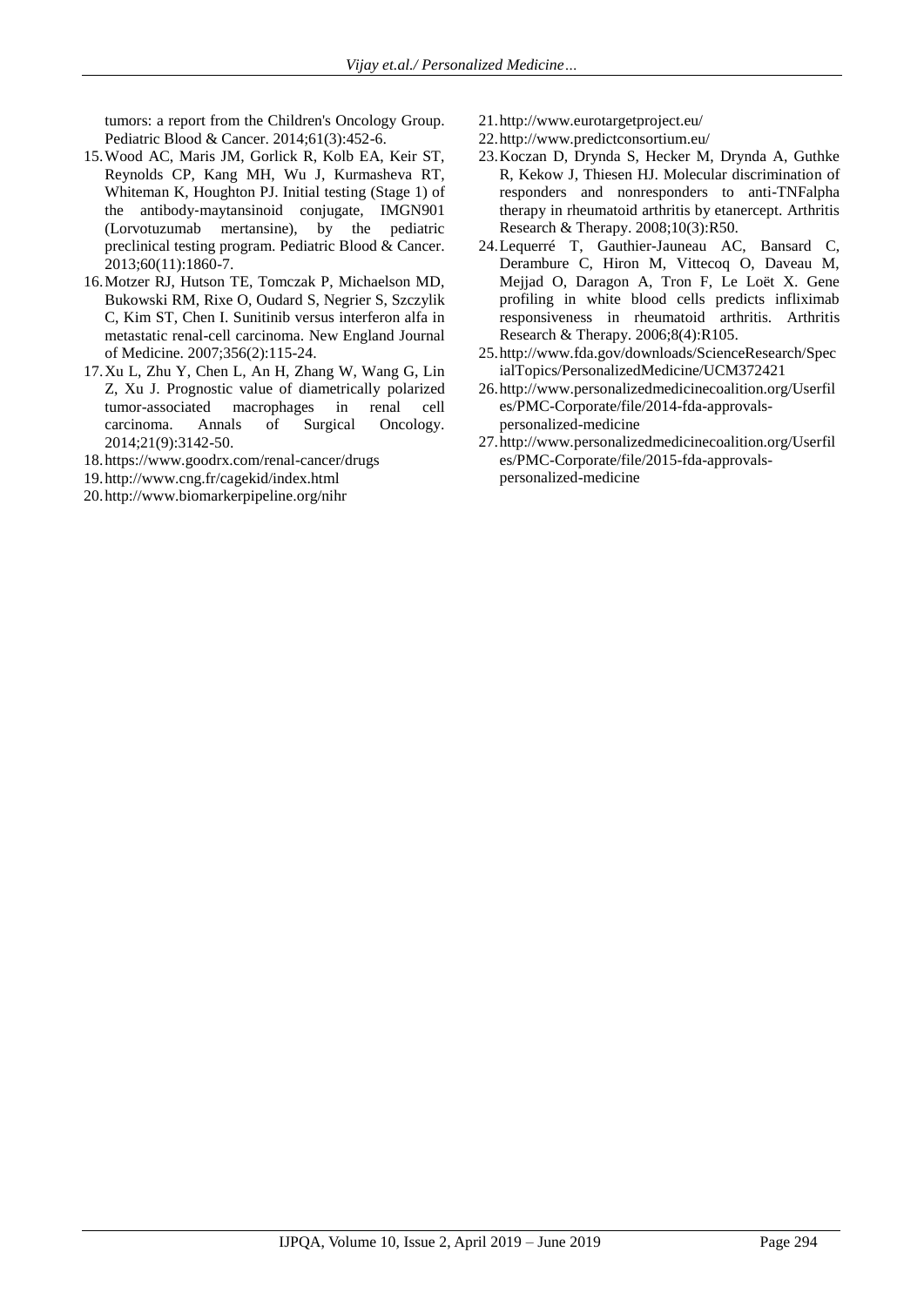tumors: a report from the Children's Oncology Group. Pediatric Blood & Cancer. 2014;61(3):452-6.

15. Wood AC, Maris JM, Gorlick R, Kolb EA, Keir ST, Reynolds CP, Kang MH, Wu J, Kurmasheva RT, Whiteman K, Houghton PJ. Initial testing (Stage 1) of the antibody-maytansinoid conjugate, IMGN901 (Lorvotuzumab mertansine), by the pediatric preclinical testing program. Pediatric Blood & Cancer. 2013;60(11):1860-7.
16. Motzer RJ, Hutson TE, Tomczak P, Michaelson MD, Bukowski RM, Rixe O, Oudard S, Negrier S, Szczylik C, Kim ST, Chen I. Sunitinib versus interferon alfa in metastatic renal-cell carcinoma. New England Journal of Medicine. 2007;356(2):115-24.
17. Xu L, Zhu Y, Chen L, An H, Zhang W, Wang G, Lin Z, Xu J. Prognostic value of diametrically polarized tumor-associated macrophages in renal cell carcinoma. Annals of Surgical Oncology. 2014;21(9):3142-50.
18. https://www.goodrx.com/renal-cancer/drugs
19. http://www.cng.fr/cagekid/index.html
20. http://www.biomarkerpipeline.org/nihr
21. http://www.eurotargetproject.eu/
22. http://www.predictconsortium.eu/
23. Koczan D, Drynda S, Hecker M, Drynda A, Guthke R, Kekow J, Thiesen HJ. Molecular discrimination of responders and nonresponders to anti-TNFalpha therapy in rheumatoid arthritis by etanercept. Arthritis Research & Therapy. 2008;10(3):R50.
24. Lequerré T, Gauthier-Jauneau AC, Bansard C, Derambure C, Hiron M, Vittecoq O, Daveau M, Mejjad O, Daragon A, Tron F, Le Loët X. Gene profiling in white blood cells predicts infliximab responsiveness in rheumatoid arthritis. Arthritis Research & Therapy. 2006;8(4):R105.
25. http://www.fda.gov/downloads/ScienceResearch/SpecialTopics/PersonalizedMedicine/UCM372421
26. http://www.personalizedmedicinecoalition.org/Userfiles/PMC-Corporate/file/2014-fda-approvals-personalized-medicine
27. http://www.personalizedmedicinecoalition.org/Userfiles/PMC-Corporate/file/2015-fda-approvals-personalized-medicine